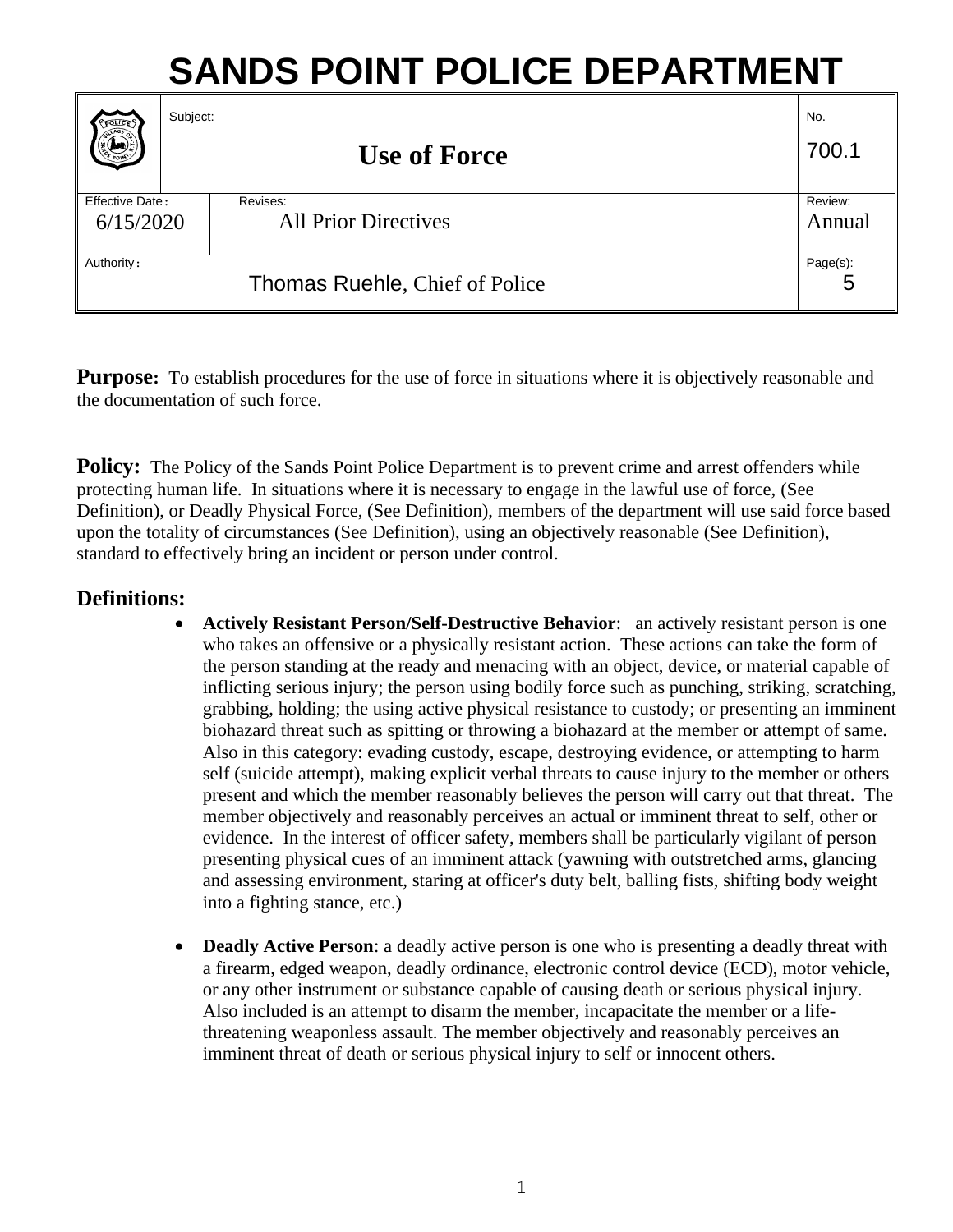# SANDS POINT POLICE DEPARTMENT

| | Subject: | | No. |
|---|---|---|---|
| | **Use of Force** | | 700.1 |
| Effective Date: 6/15/2020 | Revises: All Prior Directives | | Review: Annual |
| Authority: | Thomas Ruehle, Chief of Police | | Page(s): 5 |

**Purpose:** To establish procedures for the use of force in situations where it is objectively reasonable and the documentation of such force.

**Policy:** The Policy of the Sands Point Police Department is to prevent crime and arrest offenders while protecting human life. In situations where it is necessary to engage in the lawful use of force, (See Definition), or Deadly Physical Force, (See Definition), members of the department will use said force based upon the totality of circumstances (See Definition), using an objectively reasonable (See Definition), standard to effectively bring an incident or person under control.

## Definitions:

- **Actively Resistant Person/Self-Destructive Behavior**: an actively resistant person is one who takes an offensive or a physically resistant action. These actions can take the form of the person standing at the ready and menacing with an object, device, or material capable of inflicting serious injury; the person using bodily force such as punching, striking, scratching, grabbing, holding; the using active physical resistance to custody; or presenting an imminent biohazard threat such as spitting or throwing a biohazard at the member or attempt of same. Also in this category: evading custody, escape, destroying evidence, or attempting to harm self (suicide attempt), making explicit verbal threats to cause injury to the member or others present and which the member reasonably believes the person will carry out that threat. The member objectively and reasonably perceives an actual or imminent threat to self, other or evidence. In the interest of officer safety, members shall be particularly vigilant of person presenting physical cues of an imminent attack (yawning with outstretched arms, glancing and assessing environment, staring at officer's duty belt, balling fists, shifting body weight into a fighting stance, etc.)

- **Deadly Active Person**: a deadly active person is one who is presenting a deadly threat with a firearm, edged weapon, deadly ordinance, electronic control device (ECD), motor vehicle, or any other instrument or substance capable of causing death or serious physical injury. Also included is an attempt to disarm the member, incapacitate the member or a life-threatening weaponless assault. The member objectively and reasonably perceives an imminent threat of death or serious physical injury to self or innocent others.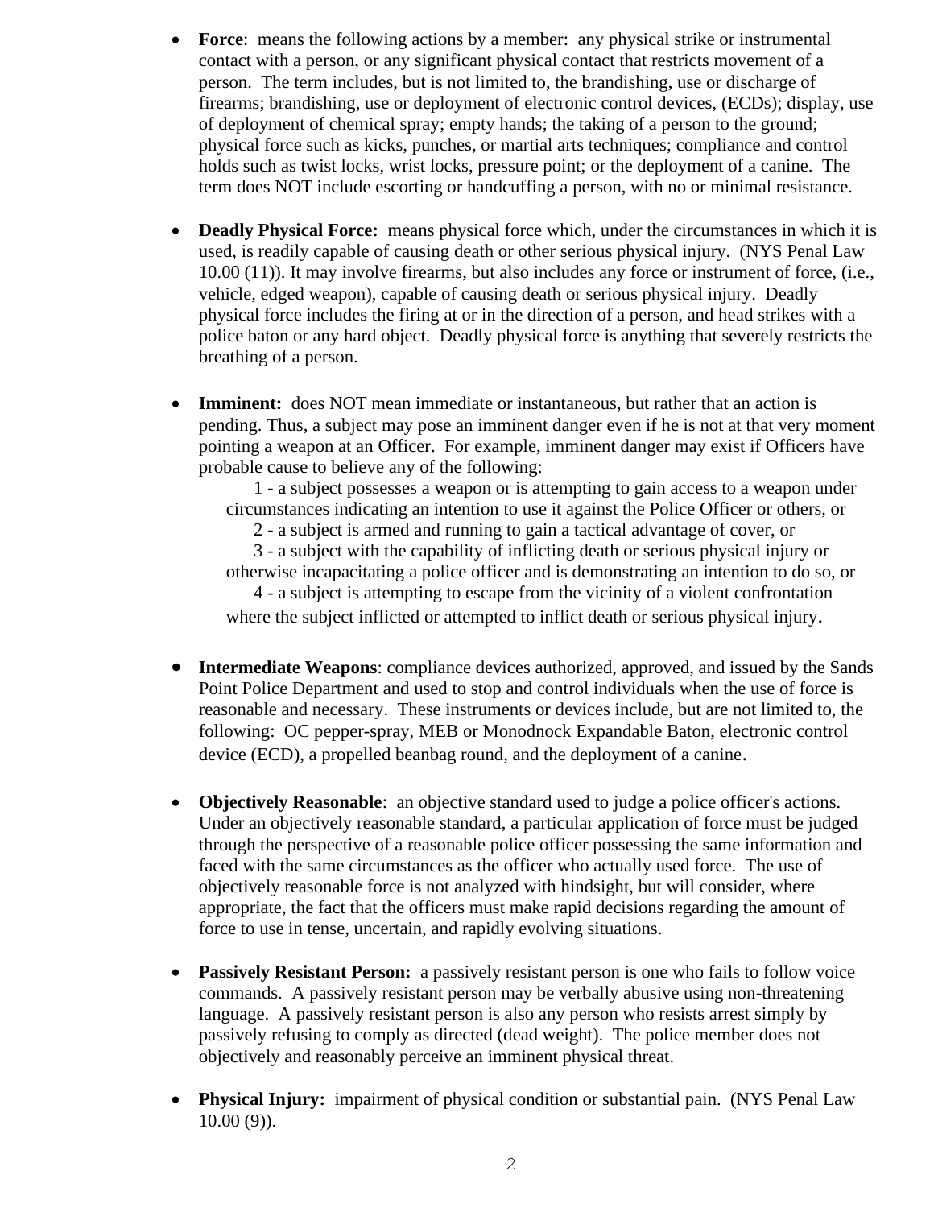- **Force**: means the following actions by a member: any physical strike or instrumental contact with a person, or any significant physical contact that restricts movement of a person. The term includes, but is not limited to, the brandishing, use or discharge of firearms; brandishing, use or deployment of electronic control devices, (ECDs); display, use of deployment of chemical spray; empty hands; the taking of a person to the ground; physical force such as kicks, punches, or martial arts techniques; compliance and control holds such as twist locks, wrist locks, pressure point; or the deployment of a canine. The term does NOT include escorting or handcuffing a person, with no or minimal resistance.

- **Deadly Physical Force:** means physical force which, under the circumstances in which it is used, is readily capable of causing death or other serious physical injury. (NYS Penal Law 10.00 (11)). It may involve firearms, but also includes any force or instrument of force, (i.e., vehicle, edged weapon), capable of causing death or serious physical injury. Deadly physical force includes the firing at or in the direction of a person, and head strikes with a police baton or any hard object. Deadly physical force is anything that severely restricts the breathing of a person.

- **Imminent:** does NOT mean immediate or instantaneous, but rather that an action is pending. Thus, a subject may pose an imminent danger even if he is not at that very moment pointing a weapon at an Officer. For example, imminent danger may exist if Officers have probable cause to believe any of the following:

  1 - a subject possesses a weapon or is attempting to gain access to a weapon under circumstances indicating an intention to use it against the Police Officer or others, or

  2 - a subject is armed and running to gain a tactical advantage of cover, or

  3 - a subject with the capability of inflicting death or serious physical injury or otherwise incapacitating a police officer and is demonstrating an intention to do so, or

  4 - a subject is attempting to escape from the vicinity of a violent confrontation where the subject inflicted or attempted to inflict death or serious physical injury.

- **Intermediate Weapons**: compliance devices authorized, approved, and issued by the Sands Point Police Department and used to stop and control individuals when the use of force is reasonable and necessary. These instruments or devices include, but are not limited to, the following: OC pepper-spray, MEB or Monodnock Expandable Baton, electronic control device (ECD), a propelled beanbag round, and the deployment of a canine.

- **Objectively Reasonable**: an objective standard used to judge a police officer's actions. Under an objectively reasonable standard, a particular application of force must be judged through the perspective of a reasonable police officer possessing the same information and faced with the same circumstances as the officer who actually used force. The use of objectively reasonable force is not analyzed with hindsight, but will consider, where appropriate, the fact that the officers must make rapid decisions regarding the amount of force to use in tense, uncertain, and rapidly evolving situations.

- **Passively Resistant Person:** a passively resistant person is one who fails to follow voice commands. A passively resistant person may be verbally abusive using non-threatening language. A passively resistant person is also any person who resists arrest simply by passively refusing to comply as directed (dead weight). The police member does not objectively and reasonably perceive an imminent physical threat.

- **Physical Injury:** impairment of physical condition or substantial pain. (NYS Penal Law 10.00 (9)).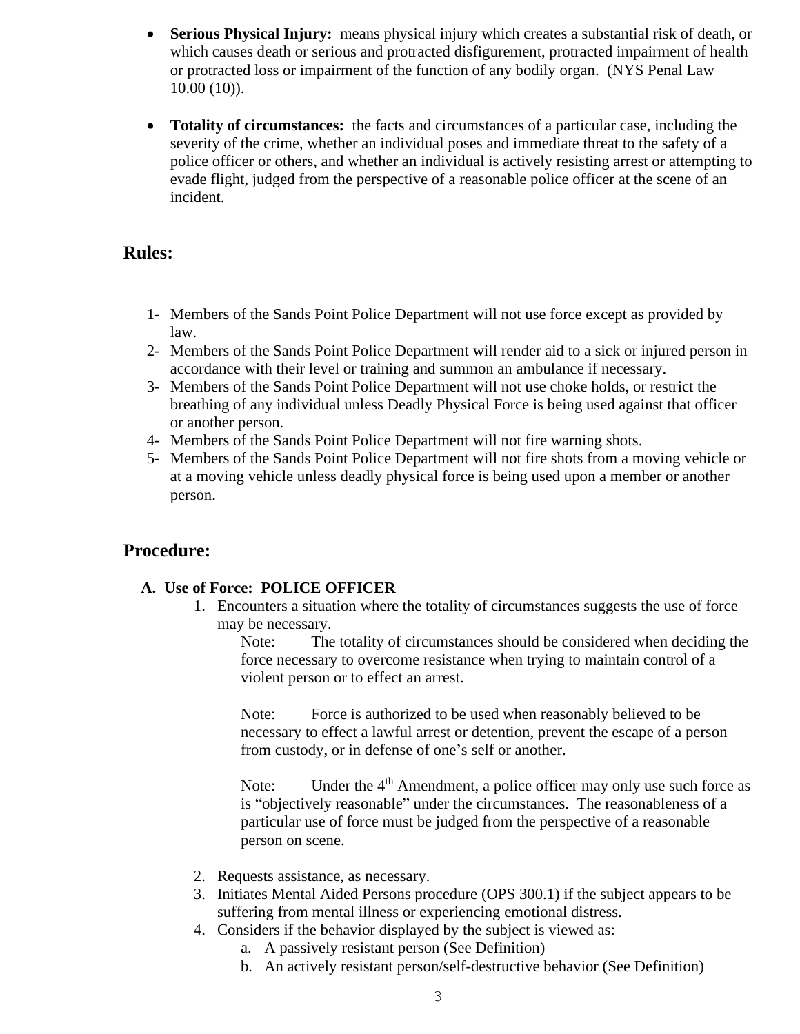- **Serious Physical Injury:** means physical injury which creates a substantial risk of death, or which causes death or serious and protracted disfigurement, protracted impairment of health or protracted loss or impairment of the function of any bodily organ. (NYS Penal Law 10.00 (10)).

- **Totality of circumstances:** the facts and circumstances of a particular case, including the severity of the crime, whether an individual poses and immediate threat to the safety of a police officer or others, and whether an individual is actively resisting arrest or attempting to evade flight, judged from the perspective of a reasonable police officer at the scene of an incident.

## Rules:

1- Members of the Sands Point Police Department will not use force except as provided by law.
2- Members of the Sands Point Police Department will render aid to a sick or injured person in accordance with their level or training and summon an ambulance if necessary.
3- Members of the Sands Point Police Department will not use choke holds, or restrict the breathing of any individual unless Deadly Physical Force is being used against that officer or another person.
4- Members of the Sands Point Police Department will not fire warning shots.
5- Members of the Sands Point Police Department will not fire shots from a moving vehicle or at a moving vehicle unless deadly physical force is being used upon a member or another person.

## Procedure:

### A. Use of Force: POLICE OFFICER

1. Encounters a situation where the totality of circumstances suggests the use of force may be necessary.

   Note: The totality of circumstances should be considered when deciding the force necessary to overcome resistance when trying to maintain control of a violent person or to effect an arrest.

   Note: Force is authorized to be used when reasonably believed to be necessary to effect a lawful arrest or detention, prevent the escape of a person from custody, or in defense of one's self or another.

   Note: Under the 4th Amendment, a police officer may only use such force as is "objectively reasonable" under the circumstances. The reasonableness of a particular use of force must be judged from the perspective of a reasonable person on scene.

2. Requests assistance, as necessary.
3. Initiates Mental Aided Persons procedure (OPS 300.1) if the subject appears to be suffering from mental illness or experiencing emotional distress.
4. Considers if the behavior displayed by the subject is viewed as:
   a. A passively resistant person (See Definition)
   b. An actively resistant person/self-destructive behavior (See Definition)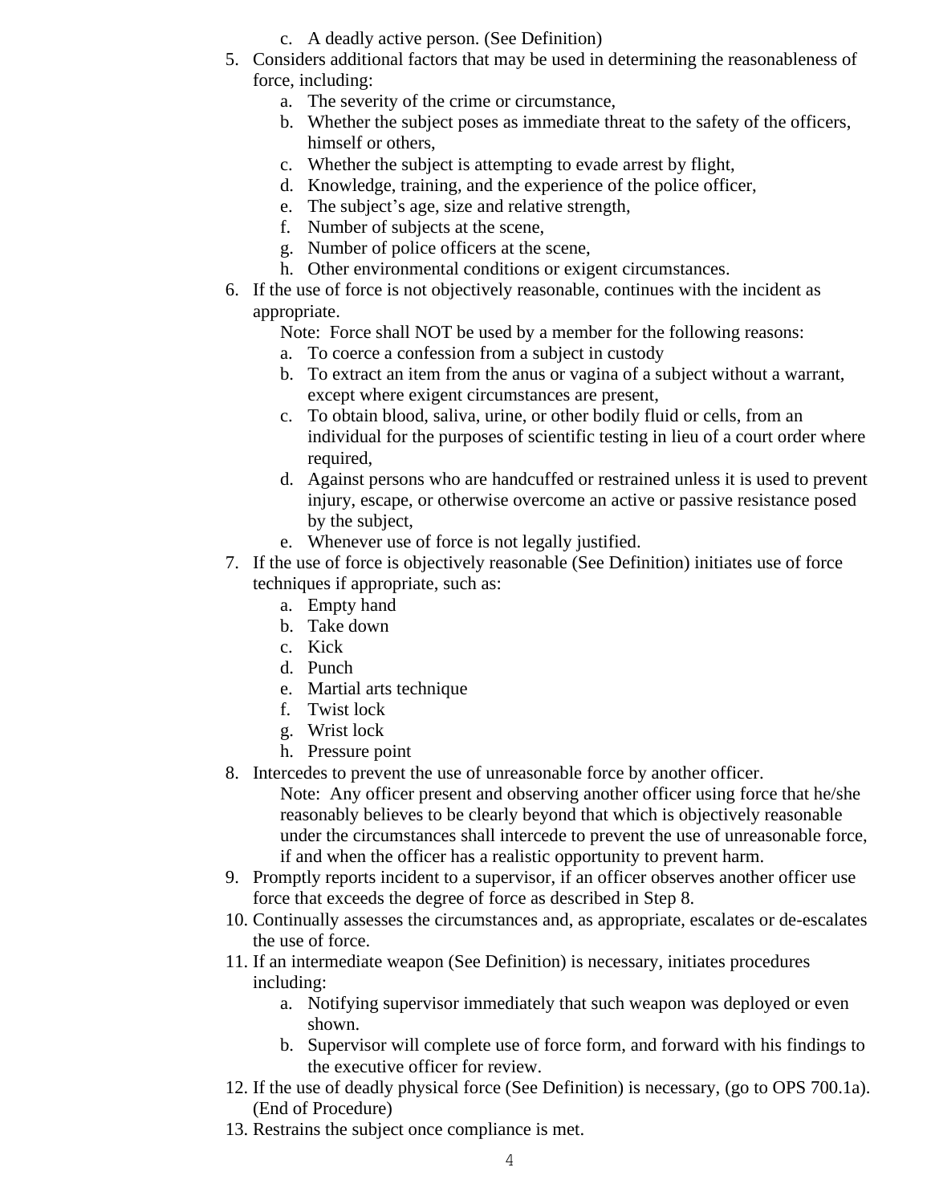c. A deadly active person. (See Definition)

5. Considers additional factors that may be used in determining the reasonableness of force, including:
   a. The severity of the crime or circumstance,
   b. Whether the subject poses as immediate threat to the safety of the officers, himself or others,
   c. Whether the subject is attempting to evade arrest by flight,
   d. Knowledge, training, and the experience of the police officer,
   e. The subject's age, size and relative strength,
   f. Number of subjects at the scene,
   g. Number of police officers at the scene,
   h. Other environmental conditions or exigent circumstances.
6. If the use of force is not objectively reasonable, continues with the incident as appropriate.

   Note: Force shall NOT be used by a member for the following reasons:

   a. To coerce a confession from a subject in custody
   b. To extract an item from the anus or vagina of a subject without a warrant, except where exigent circumstances are present,
   c. To obtain blood, saliva, urine, or other bodily fluid or cells, from an individual for the purposes of scientific testing in lieu of a court order where required,
   d. Against persons who are handcuffed or restrained unless it is used to prevent injury, escape, or otherwise overcome an active or passive resistance posed by the subject,
   e. Whenever use of force is not legally justified.
7. If the use of force is objectively reasonable (See Definition) initiates use of force techniques if appropriate, such as:
   a. Empty hand
   b. Take down
   c. Kick
   d. Punch
   e. Martial arts technique
   f. Twist lock
   g. Wrist lock
   h. Pressure point
8. Intercedes to prevent the use of unreasonable force by another officer.

   Note: Any officer present and observing another officer using force that he/she reasonably believes to be clearly beyond that which is objectively reasonable under the circumstances shall intercede to prevent the use of unreasonable force, if and when the officer has a realistic opportunity to prevent harm.
9. Promptly reports incident to a supervisor, if an officer observes another officer use force that exceeds the degree of force as described in Step 8.
10. Continually assesses the circumstances and, as appropriate, escalates or de-escalates the use of force.
11. If an intermediate weapon (See Definition) is necessary, initiates procedures including:
    a. Notifying supervisor immediately that such weapon was deployed or even shown.
    b. Supervisor will complete use of force form, and forward with his findings to the executive officer for review.
12. If the use of deadly physical force (See Definition) is necessary, (go to OPS 700.1a). (End of Procedure)
13. Restrains the subject once compliance is met.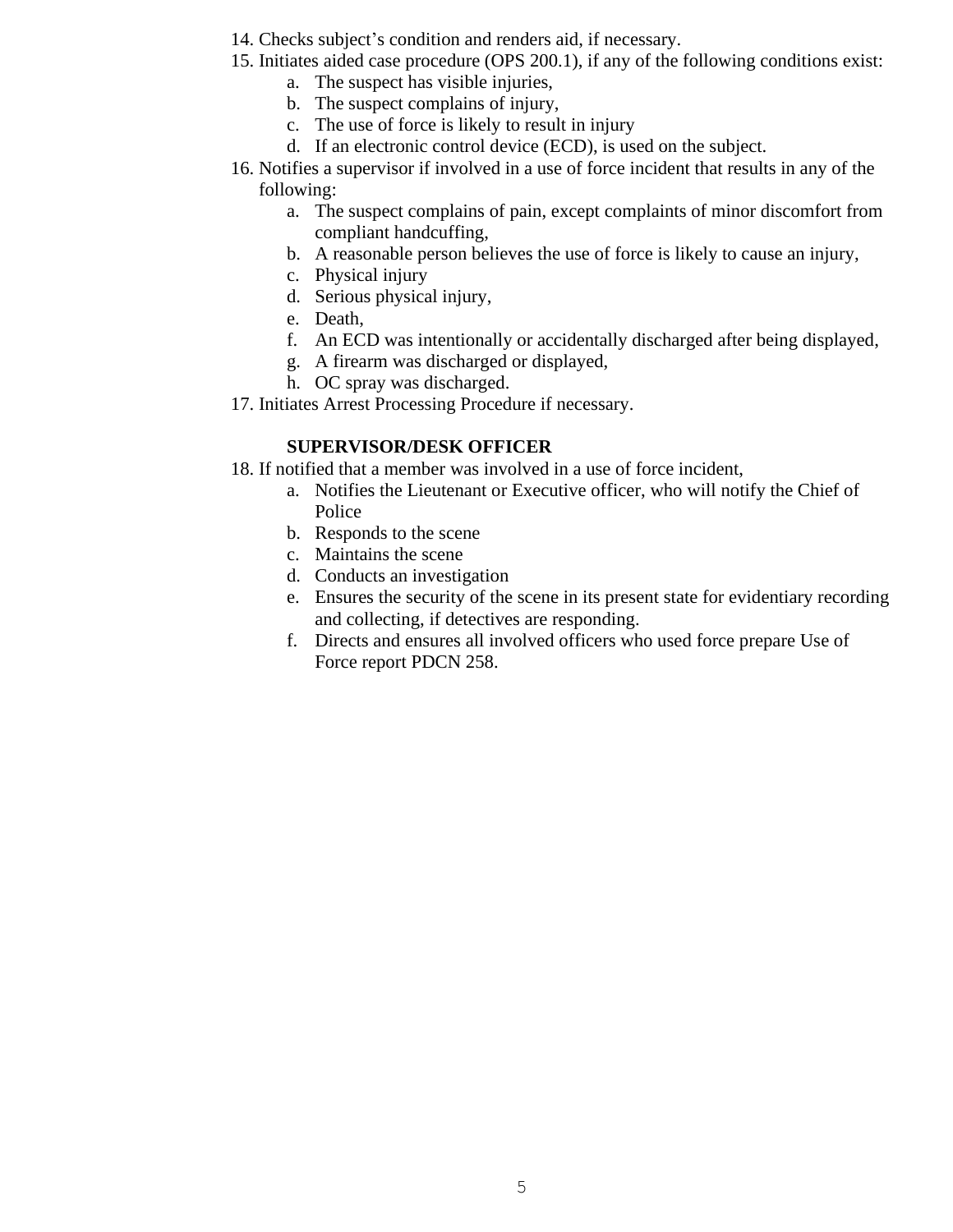14. Checks subject's condition and renders aid, if necessary.
15. Initiates aided case procedure (OPS 200.1), if any of the following conditions exist:
    a. The suspect has visible injuries,
    b. The suspect complains of injury,
    c. The use of force is likely to result in injury
    d. If an electronic control device (ECD), is used on the subject.
16. Notifies a supervisor if involved in a use of force incident that results in any of the following:
    a. The suspect complains of pain, except complaints of minor discomfort from compliant handcuffing,
    b. A reasonable person believes the use of force is likely to cause an injury,
    c. Physical injury
    d. Serious physical injury,
    e. Death,
    f. An ECD was intentionally or accidentally discharged after being displayed,
    g. A firearm was discharged or displayed,
    h. OC spray was discharged.
17. Initiates Arrest Processing Procedure if necessary.

**SUPERVISOR/DESK OFFICER**

18. If notified that a member was involved in a use of force incident,
    a. Notifies the Lieutenant or Executive officer, who will notify the Chief of Police
    b. Responds to the scene
    c. Maintains the scene
    d. Conducts an investigation
    e. Ensures the security of the scene in its present state for evidentiary recording and collecting, if detectives are responding.
    f. Directs and ensures all involved officers who used force prepare Use of Force report PDCN 258.